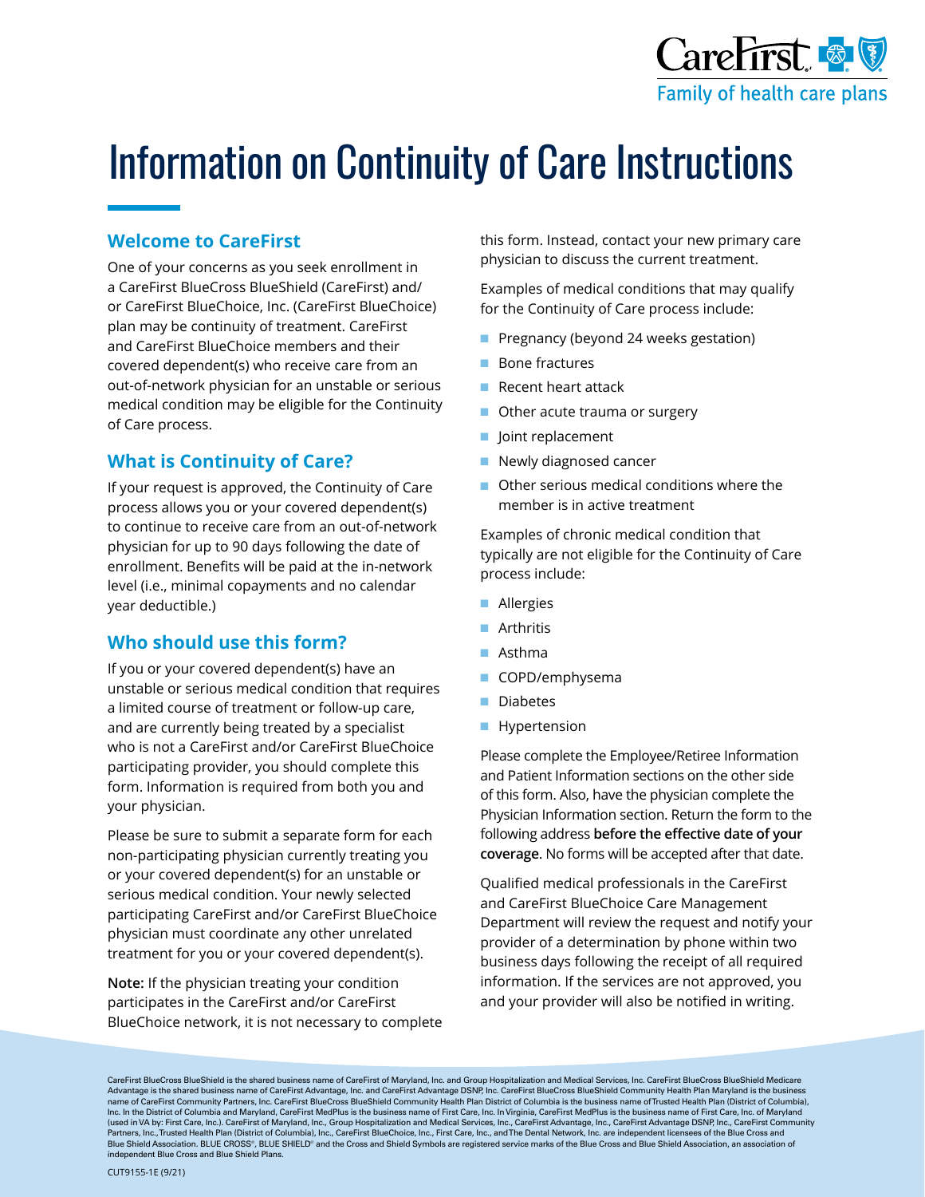# Information on Continuity of Care Instructions

## Welcome to CareFirst

One of your concerns as you seek enrollment in a CareFirst BlueCross BlueShield (CareFirst) and/or CareFirst BlueChoice, Inc. (CareFirst BlueChoice) plan may be continuity of treatment. CareFirst and CareFirst BlueChoice members and their covered dependent(s) who receive care from an out-of-network physician for an unstable or serious medical condition may be eligible for the Continuity of Care process.

## What is Continuity of Care?

If your request is approved, the Continuity of Care process allows you or your covered dependent(s) to continue to receive care from an out-of-network physician for up to 90 days following the date of enrollment. Benefits will be paid at the in-network level (i.e., minimal copayments and no calendar year deductible.)

## Who should use this form?

If you or your covered dependent(s) have an unstable or serious medical condition that requires a limited course of treatment or follow-up care, and are currently being treated by a specialist who is not a CareFirst and/or CareFirst BlueChoice participating provider, you should complete this form. Information is required from both you and your physician.

Please be sure to submit a separate form for each non-participating physician currently treating you or your covered dependent(s) for an unstable or serious medical condition. Your newly selected participating CareFirst and/or CareFirst BlueChoice physician must coordinate any other unrelated treatment for you or your covered dependent(s).

**Note:** If the physician treating your condition participates in the CareFirst and/or CareFirst BlueChoice network, it is not necessary to complete this form. Instead, contact your new primary care physician to discuss the current treatment.

Examples of medical conditions that may qualify for the Continuity of Care process include:

- Pregnancy (beyond 24 weeks gestation)
- Bone fractures
- Recent heart attack
- Other acute trauma or surgery
- Joint replacement
- Newly diagnosed cancer
- Other serious medical conditions where the member is in active treatment

Examples of chronic medical condition that typically are not eligible for the Continuity of Care process include:

- Allergies
- Arthritis
- Asthma
- COPD/emphysema
- Diabetes
- Hypertension

Please complete the Employee/Retiree Information and Patient Information sections on the other side of this form. Also, have the physician complete the Physician Information section. Return the form to the following address **before the effective date of your coverage**. No forms will be accepted after that date.

Qualified medical professionals in the CareFirst and CareFirst BlueChoice Care Management Department will review the request and notify your provider of a determination by phone within two business days following the receipt of all required information. If the services are not approved, you and your provider will also be notified in writing.

CareFirst BlueCross BlueShield is the shared business name of CareFirst of Maryland, Inc. and Group Hospitalization and Medical Services, Inc. CareFirst BlueCross BlueShield Medicare Advantage is the shared business name of CareFirst Advantage, Inc. and CareFirst Advantage DSNP, Inc. CareFirst BlueCross BlueShield Community Health Plan Maryland is the business name of CareFirst Community Partners, Inc. CareFirst BlueCross BlueShield Community Health Plan District of Columbia is the business name of Trusted Health Plan (District of Columbia), Inc. In the District of Columbia and Maryland, CareFirst MedPlus is the business name of First Care, Inc. In Virginia, CareFirst MedPlus is the business name of First Care, Inc. of Maryland (used in VA by: First Care, Inc.). CareFirst of Maryland, Inc., Group Hospitalization and Medical Services, Inc., CareFirst Advantage, Inc., CareFirst Advantage DSNP, Inc., CareFirst Community Partners, Inc., Trusted Health Plan (District of Columbia), Inc., CareFirst BlueChoice, Inc., First Care, Inc., and The Dental Network, Inc. are independent licensees of the Blue Cross and Blue Shield Association. BLUE CROSS®, BLUE SHIELD® and the Cross and Shield Symbols are registered service marks of the Blue Cross and Blue Shield Association, an association of independent Blue Cross and Blue Shield Plans.

CUT9155-1E (9/21)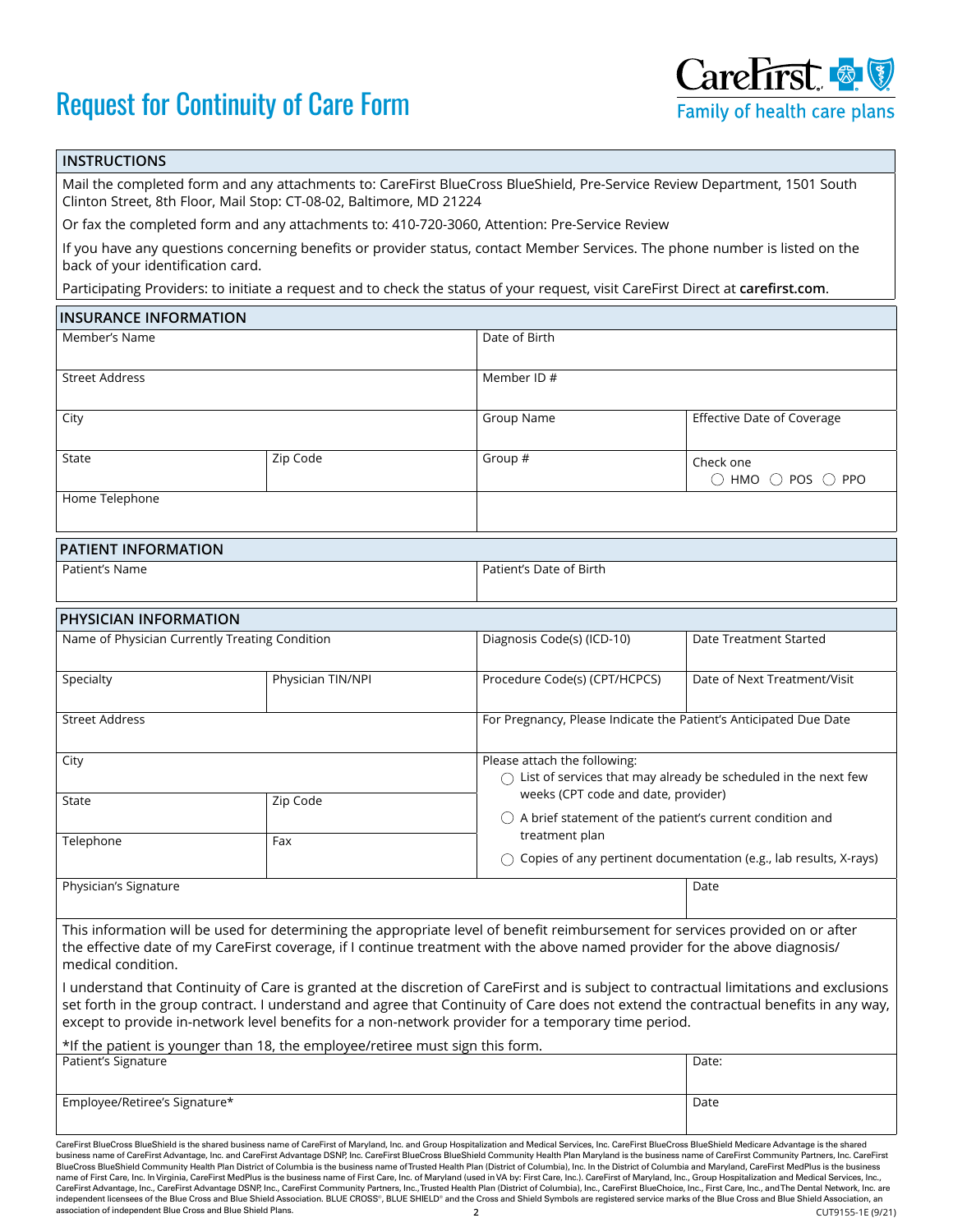# Request for Continuity of Care Form

CareFirst Family of health care plans

## INSTRUCTIONS

Mail the completed form and any attachments to: CareFirst BlueCross BlueShield, Pre-Service Review Department, 1501 South Clinton Street, 8th Floor, Mail Stop: CT-08-02, Baltimore, MD 21224

Or fax the completed form and any attachments to: 410-720-3060, Attention: Pre-Service Review

If you have any questions concerning benefits or provider status, contact Member Services. The phone number is listed on the back of your identification card.

Participating Providers: to initiate a request and to check the status of your request, visit CareFirst Direct at **carefirst.com**.

## INSURANCE INFORMATION

| | | | |
|---|---|---|---|
| Member's Name | | Date of Birth | |
| Street Address | | Member ID # | |
| City | | Group Name | Effective Date of Coverage |
| State | Zip Code | Group # | Check one ◯ HMO ◯ POS ◯ PPO |
| Home Telephone | | | |

## PATIENT INFORMATION

| | |
|---|---|
| Patient's Name | Patient's Date of Birth |

## PHYSICIAN INFORMATION

| | | | |
|---|---|---|---|
| Name of Physician Currently Treating Condition | | Diagnosis Code(s) (ICD-10) | Date Treatment Started |
| Specialty | Physician TIN/NPI | Procedure Code(s) (CPT/HCPCS) | Date of Next Treatment/Visit |
| Street Address | | For Pregnancy, Please Indicate the Patient's Anticipated Due Date | |
| City | | Please attach the following: ◯ List of services that may already be scheduled in the next few weeks (CPT code and date, provider) ◯ A brief statement of the patient's current condition and treatment plan ◯ Copies of any pertinent documentation (e.g., lab results, X-rays) | |
| State | Zip Code | | |
| Telephone | Fax | | |
| Physician's Signature | | | Date |

This information will be used for determining the appropriate level of benefit reimbursement for services provided on or after the effective date of my CareFirst coverage, if I continue treatment with the above named provider for the above diagnosis/ medical condition.

I understand that Continuity of Care is granted at the discretion of CareFirst and is subject to contractual limitations and exclusions set forth in the group contract. I understand and agree that Continuity of Care does not extend the contractual benefits in any way, except to provide in-network level benefits for a non-network provider for a temporary time period.

*If the patient is younger than 18, the employee/retiree must sign this form.

| | |
|---|---|
| Patient's Signature | Date: |
| Employee/Retiree's Signature* | Date |

CareFirst BlueCross BlueShield is the shared business name of CareFirst of Maryland, Inc. and Group Hospitalization and Medical Services, Inc. CareFirst BlueCross BlueShield Medicare Advantage is the shared business name of CareFirst Advantage, Inc. and CareFirst Advantage DSNP, Inc. CareFirst BlueCross BlueShield Community Health Plan Maryland is the business name of CareFirst Community Partners, Inc. CareFirst BlueCross BlueShield Community Health Plan District of Columbia is the business name of Trusted Health Plan (District of Columbia), Inc. In the District of Columbia and Maryland, CareFirst MedPlus is the business name of First Care, Inc. In Virginia, CareFirst MedPlus is the business name of First Care, Inc. of Maryland (used in VA by: First Care, Inc.). CareFirst of Maryland, Inc., Group Hospitalization and Medical Services, Inc., CareFirst Advantage, Inc., CareFirst Advantage DSNP, Inc., CareFirst Community Partners, Inc., Trusted Health Plan (District of Columbia), Inc., CareFirst BlueChoice, Inc., First Care, Inc., and The Dental Network, Inc. are independent licensees of the Blue Cross and Blue Shield Association. BLUE CROSS®, BLUE SHIELD® and the Cross and Shield Symbols are registered service marks of the Blue Cross and Blue Shield Association, an association of independent Blue Cross and Blue Shield Plans.

CUT9155-1E (9/21)